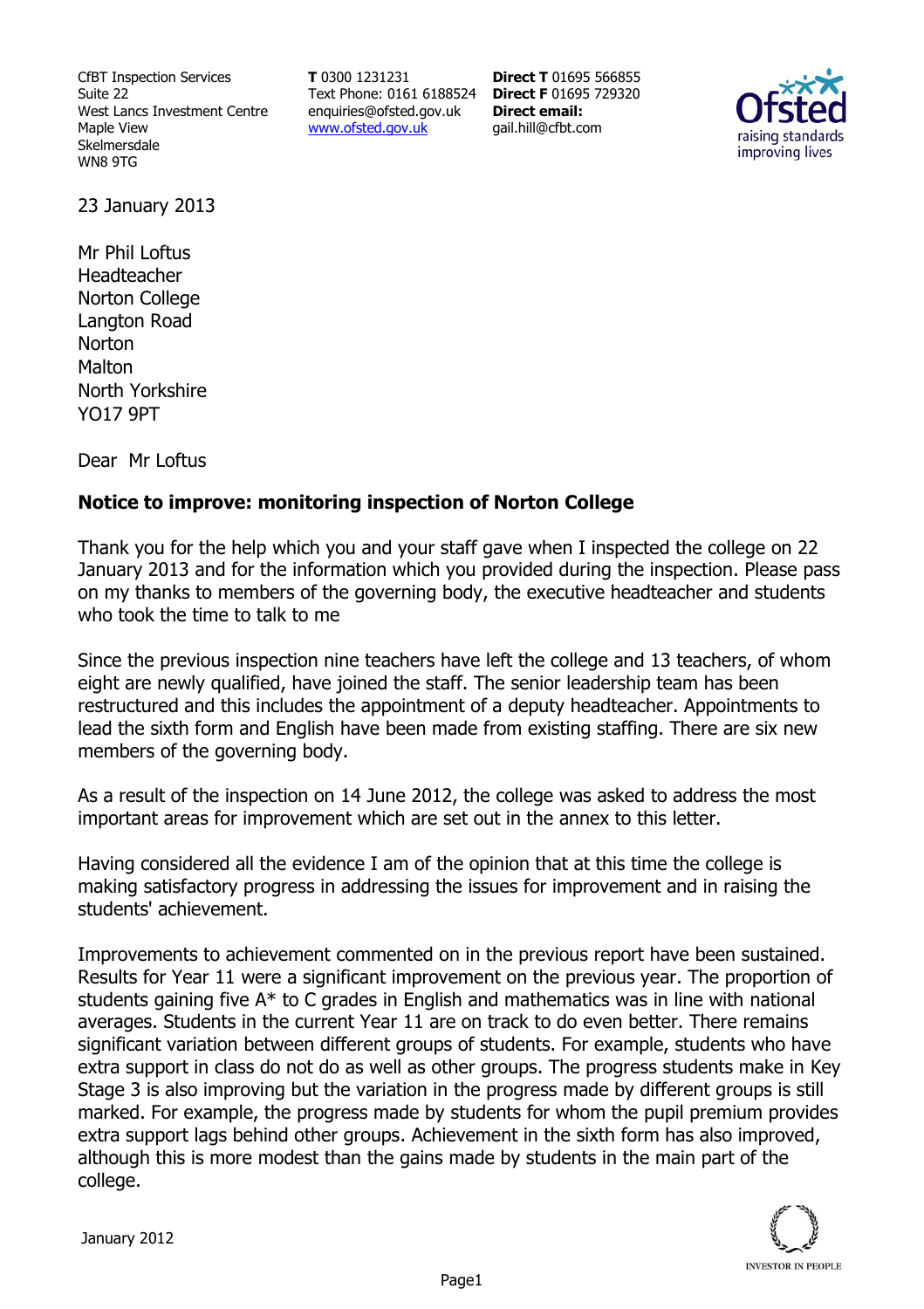CfBT Inspection Services
Suite 22
West Lancs Investment Centre
Maple View
Skelmersdale
WN8 9TG

**T** 0300 1231231
Text Phone: 0161 6188524
enquiries@ofsted.gov.uk
www.ofsted.gov.uk

**Direct T** 01695 566855
**Direct F** 01695 729320
**Direct email:**
gail.hill@cfbt.com

23 January 2013

Mr Phil Loftus
Headteacher
Norton College
Langton Road
Norton
Malton
North Yorkshire
YO17 9PT

Dear Mr Loftus

**Notice to improve: monitoring inspection of Norton College**

Thank you for the help which you and your staff gave when I inspected the college on 22 January 2013 and for the information which you provided during the inspection. Please pass on my thanks to members of the governing body, the executive headteacher and students who took the time to talk to me

Since the previous inspection nine teachers have left the college and 13 teachers, of whom eight are newly qualified, have joined the staff. The senior leadership team has been restructured and this includes the appointment of a deputy headteacher. Appointments to lead the sixth form and English have been made from existing staffing. There are six new members of the governing body.

As a result of the inspection on 14 June 2012, the college was asked to address the most important areas for improvement which are set out in the annex to this letter.

Having considered all the evidence I am of the opinion that at this time the college is making satisfactory progress in addressing the issues for improvement and in raising the students' achievement.

Improvements to achievement commented on in the previous report have been sustained. Results for Year 11 were a significant improvement on the previous year. The proportion of students gaining five A* to C grades in English and mathematics was in line with national averages. Students in the current Year 11 are on track to do even better. There remains significant variation between different groups of students. For example, students who have extra support in class do not do as well as other groups. The progress students make in Key Stage 3 is also improving but the variation in the progress made by different groups is still marked. For example, the progress made by students for whom the pupil premium provides extra support lags behind other groups. Achievement in the sixth form has also improved, although this is more modest than the gains made by students in the main part of the college.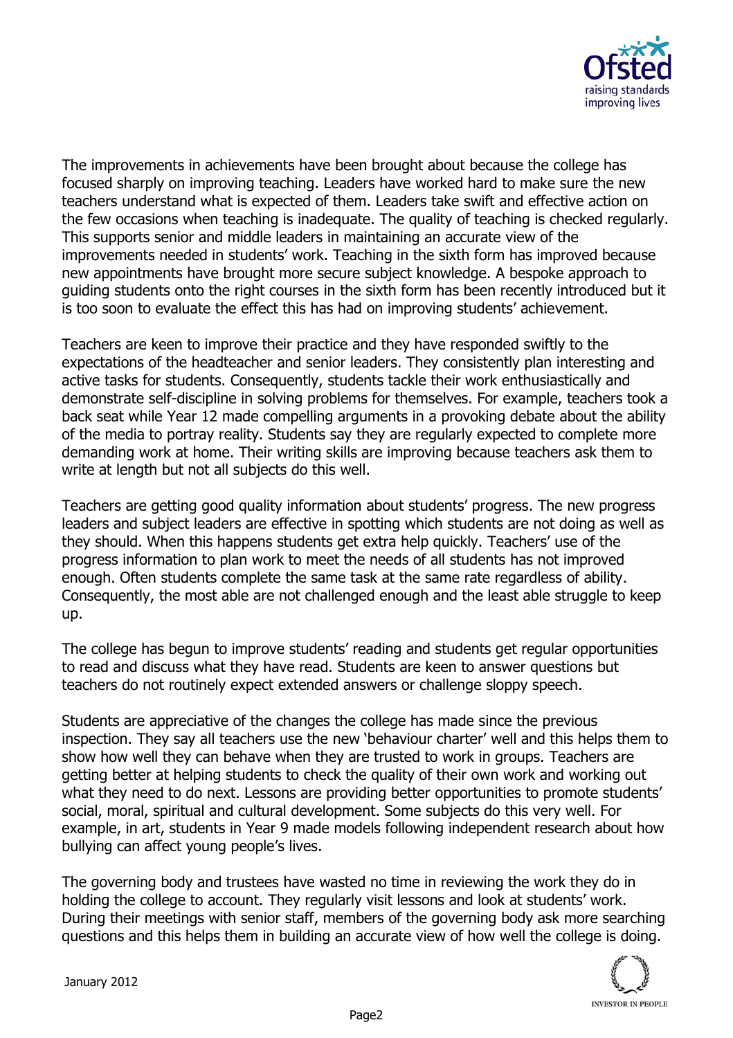The improvements in achievements have been brought about because the college has focused sharply on improving teaching. Leaders have worked hard to make sure the new teachers understand what is expected of them. Leaders take swift and effective action on the few occasions when teaching is inadequate. The quality of teaching is checked regularly. This supports senior and middle leaders in maintaining an accurate view of the improvements needed in students' work. Teaching in the sixth form has improved because new appointments have brought more secure subject knowledge. A bespoke approach to guiding students onto the right courses in the sixth form has been recently introduced but it is too soon to evaluate the effect this has had on improving students' achievement.

Teachers are keen to improve their practice and they have responded swiftly to the expectations of the headteacher and senior leaders. They consistently plan interesting and active tasks for students. Consequently, students tackle their work enthusiastically and demonstrate self-discipline in solving problems for themselves. For example, teachers took a back seat while Year 12 made compelling arguments in a provoking debate about the ability of the media to portray reality. Students say they are regularly expected to complete more demanding work at home. Their writing skills are improving because teachers ask them to write at length but not all subjects do this well.

Teachers are getting good quality information about students' progress. The new progress leaders and subject leaders are effective in spotting which students are not doing as well as they should. When this happens students get extra help quickly. Teachers' use of the progress information to plan work to meet the needs of all students has not improved enough. Often students complete the same task at the same rate regardless of ability. Consequently, the most able are not challenged enough and the least able struggle to keep up.

The college has begun to improve students' reading and students get regular opportunities to read and discuss what they have read. Students are keen to answer questions but teachers do not routinely expect extended answers or challenge sloppy speech.

Students are appreciative of the changes the college has made since the previous inspection. They say all teachers use the new 'behaviour charter' well and this helps them to show how well they can behave when they are trusted to work in groups. Teachers are getting better at helping students to check the quality of their own work and working out what they need to do next. Lessons are providing better opportunities to promote students' social, moral, spiritual and cultural development. Some subjects do this very well. For example, in art, students in Year 9 made models following independent research about how bullying can affect young people's lives.

The governing body and trustees have wasted no time in reviewing the work they do in holding the college to account. They regularly visit lessons and look at students' work. During their meetings with senior staff, members of the governing body ask more searching questions and this helps them in building an accurate view of how well the college is doing.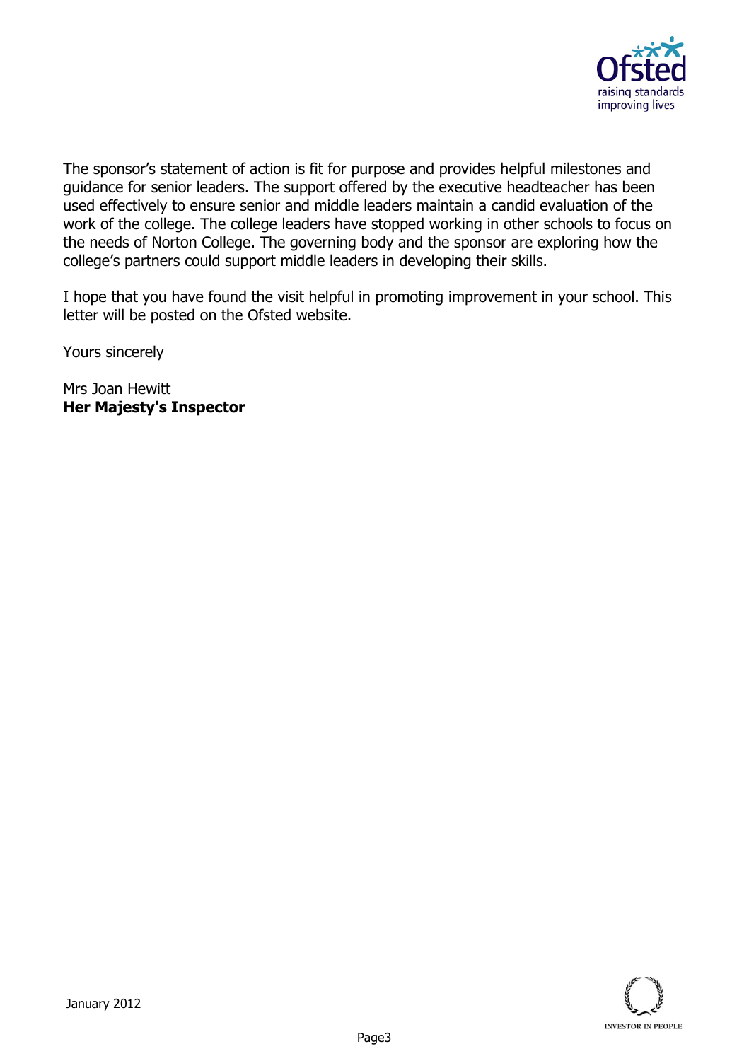The sponsor's statement of action is fit for purpose and provides helpful milestones and guidance for senior leaders. The support offered by the executive headteacher has been used effectively to ensure senior and middle leaders maintain a candid evaluation of the work of the college. The college leaders have stopped working in other schools to focus on the needs of Norton College. The governing body and the sponsor are exploring how the college's partners could support middle leaders in developing their skills.

I hope that you have found the visit helpful in promoting improvement in your school. This letter will be posted on the Ofsted website.

Yours sincerely

Mrs Joan Hewitt
**Her Majesty's Inspector**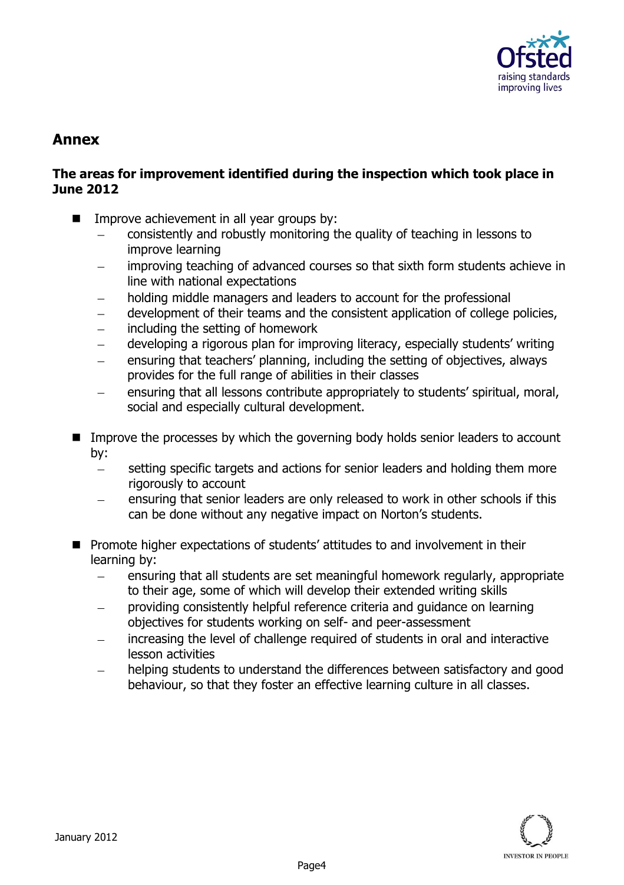## Annex

### The areas for improvement identified during the inspection which took place in June 2012

- Improve achievement in all year groups by:
  - consistently and robustly monitoring the quality of teaching in lessons to improve learning
  - improving teaching of advanced courses so that sixth form students achieve in line with national expectations
  - holding middle managers and leaders to account for the professional
  - development of their teams and the consistent application of college policies,
  - including the setting of homework
  - developing a rigorous plan for improving literacy, especially students' writing
  - ensuring that teachers' planning, including the setting of objectives, always provides for the full range of abilities in their classes
  - ensuring that all lessons contribute appropriately to students' spiritual, moral, social and especially cultural development.

- Improve the processes by which the governing body holds senior leaders to account by:
  - setting specific targets and actions for senior leaders and holding them more rigorously to account
  - ensuring that senior leaders are only released to work in other schools if this can be done without any negative impact on Norton's students.

- Promote higher expectations of students' attitudes to and involvement in their learning by:
  - ensuring that all students are set meaningful homework regularly, appropriate to their age, some of which will develop their extended writing skills
  - providing consistently helpful reference criteria and guidance on learning objectives for students working on self- and peer-assessment
  - increasing the level of challenge required of students in oral and interactive lesson activities
  - helping students to understand the differences between satisfactory and good behaviour, so that they foster an effective learning culture in all classes.